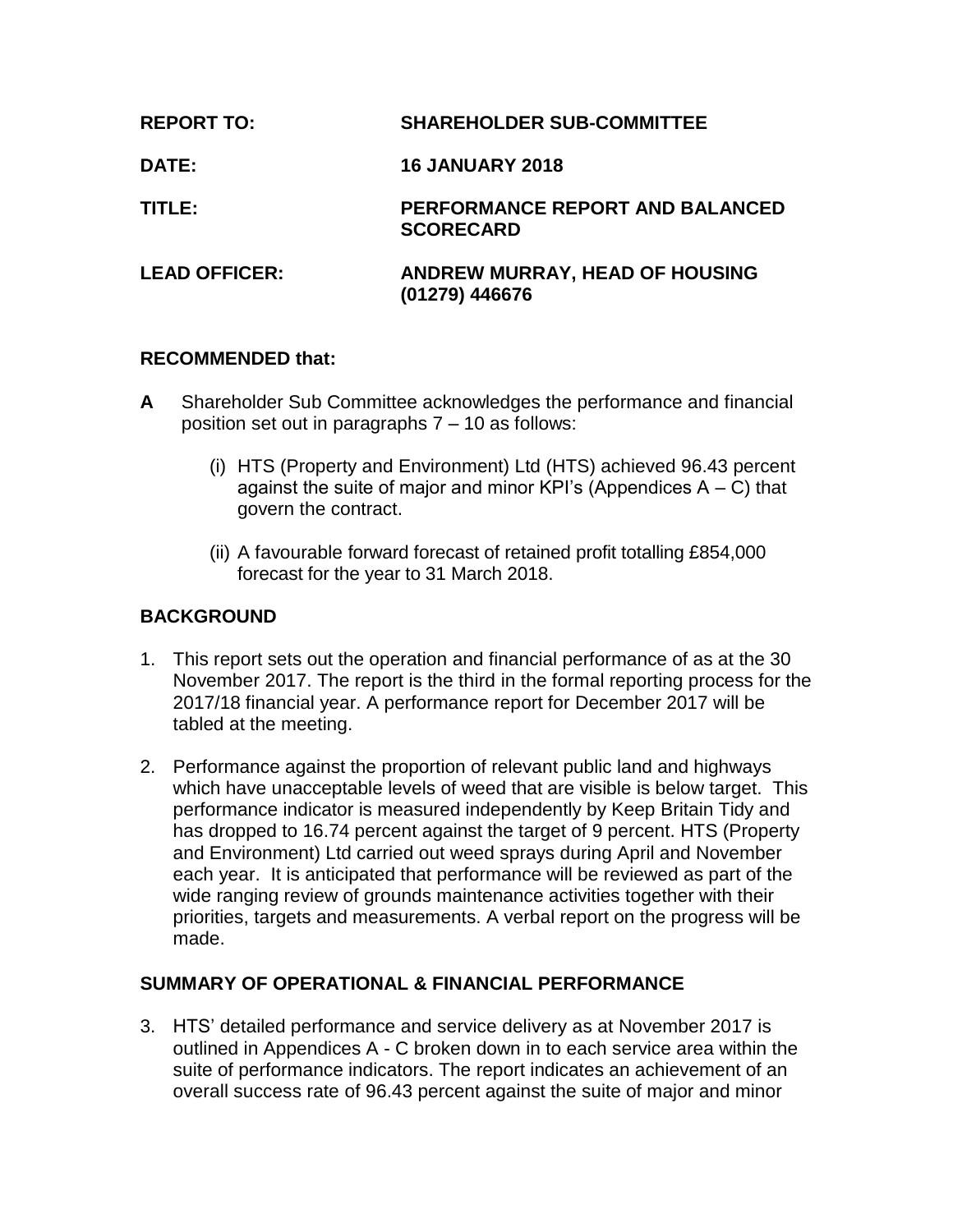| | |
|---|---|
| **REPORT TO:** | **SHAREHOLDER SUB-COMMITTEE** |
| **DATE:** | **16 JANUARY 2018** |
| **TITLE:** | **PERFORMANCE REPORT AND BALANCED SCORECARD** |
| **LEAD OFFICER:** | **ANDREW MURRAY, HEAD OF HOUSING (01279) 446676** |

## RECOMMENDED that:

**A** Shareholder Sub Committee acknowledges the performance and financial position set out in paragraphs 7 – 10 as follows:

(i) HTS (Property and Environment) Ltd (HTS) achieved 96.43 percent against the suite of major and minor KPI's (Appendices A – C) that govern the contract.

(ii) A favourable forward forecast of retained profit totalling £854,000 forecast for the year to 31 March 2018.

## BACKGROUND

1. This report sets out the operation and financial performance of as at the 30 November 2017. The report is the third in the formal reporting process for the 2017/18 financial year. A performance report for December 2017 will be tabled at the meeting.

2. Performance against the proportion of relevant public land and highways which have unacceptable levels of weed that are visible is below target. This performance indicator is measured independently by Keep Britain Tidy and has dropped to 16.74 percent against the target of 9 percent. HTS (Property and Environment) Ltd carried out weed sprays during April and November each year. It is anticipated that performance will be reviewed as part of the wide ranging review of grounds maintenance activities together with their priorities, targets and measurements. A verbal report on the progress will be made.

## SUMMARY OF OPERATIONAL & FINANCIAL PERFORMANCE

3. HTS' detailed performance and service delivery as at November 2017 is outlined in Appendices A - C broken down in to each service area within the suite of performance indicators. The report indicates an achievement of an overall success rate of 96.43 percent against the suite of major and minor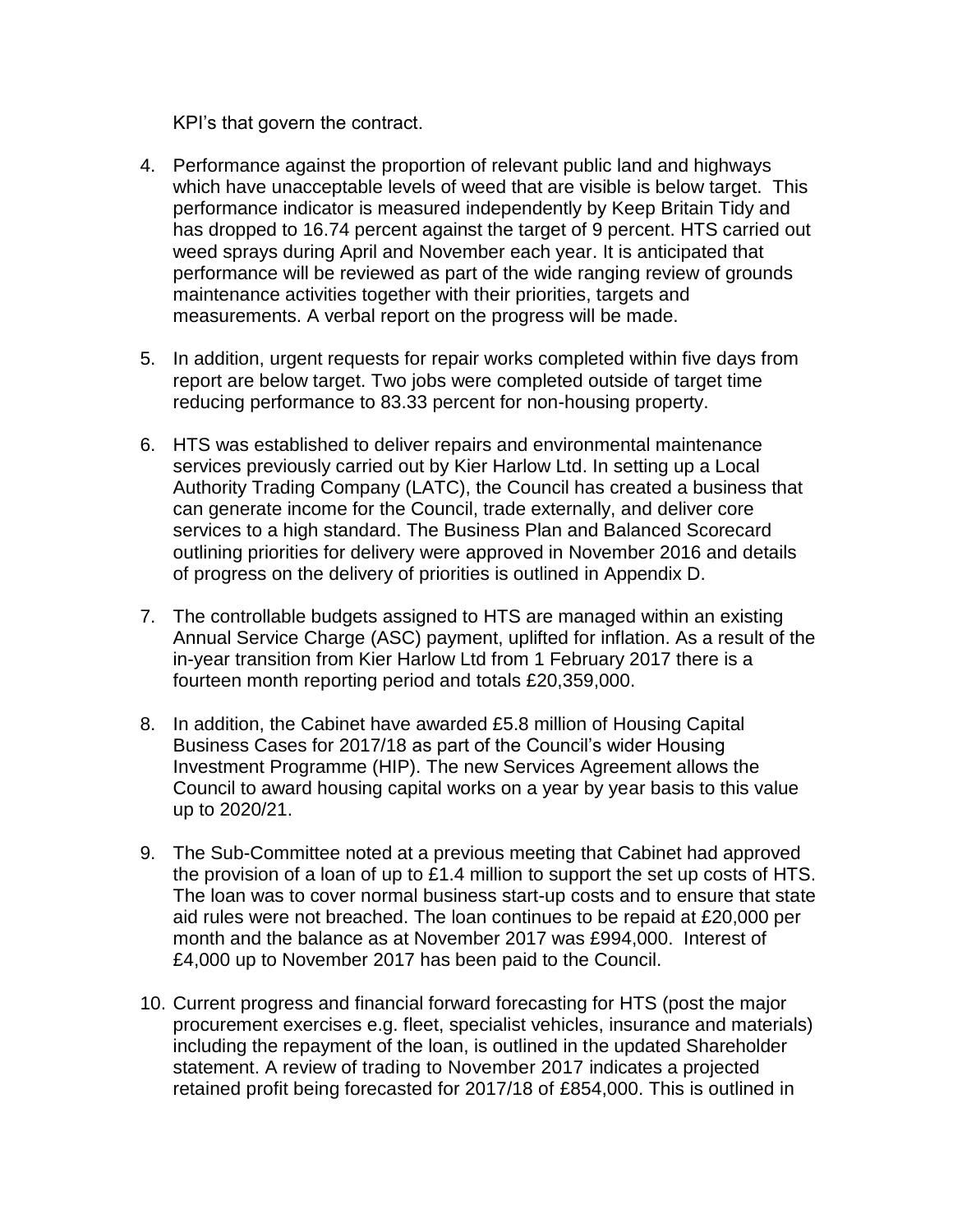KPI's that govern the contract.

4. Performance against the proportion of relevant public land and highways which have unacceptable levels of weed that are visible is below target. This performance indicator is measured independently by Keep Britain Tidy and has dropped to 16.74 percent against the target of 9 percent. HTS carried out weed sprays during April and November each year. It is anticipated that performance will be reviewed as part of the wide ranging review of grounds maintenance activities together with their priorities, targets and measurements. A verbal report on the progress will be made.

5. In addition, urgent requests for repair works completed within five days from report are below target. Two jobs were completed outside of target time reducing performance to 83.33 percent for non-housing property.

6. HTS was established to deliver repairs and environmental maintenance services previously carried out by Kier Harlow Ltd. In setting up a Local Authority Trading Company (LATC), the Council has created a business that can generate income for the Council, trade externally, and deliver core services to a high standard. The Business Plan and Balanced Scorecard outlining priorities for delivery were approved in November 2016 and details of progress on the delivery of priorities is outlined in Appendix D.

7. The controllable budgets assigned to HTS are managed within an existing Annual Service Charge (ASC) payment, uplifted for inflation. As a result of the in-year transition from Kier Harlow Ltd from 1 February 2017 there is a fourteen month reporting period and totals £20,359,000.

8. In addition, the Cabinet have awarded £5.8 million of Housing Capital Business Cases for 2017/18 as part of the Council's wider Housing Investment Programme (HIP). The new Services Agreement allows the Council to award housing capital works on a year by year basis to this value up to 2020/21.

9. The Sub-Committee noted at a previous meeting that Cabinet had approved the provision of a loan of up to £1.4 million to support the set up costs of HTS. The loan was to cover normal business start-up costs and to ensure that state aid rules were not breached. The loan continues to be repaid at £20,000 per month and the balance as at November 2017 was £994,000. Interest of £4,000 up to November 2017 has been paid to the Council.

10. Current progress and financial forward forecasting for HTS (post the major procurement exercises e.g. fleet, specialist vehicles, insurance and materials) including the repayment of the loan, is outlined in the updated Shareholder statement. A review of trading to November 2017 indicates a projected retained profit being forecasted for 2017/18 of £854,000. This is outlined in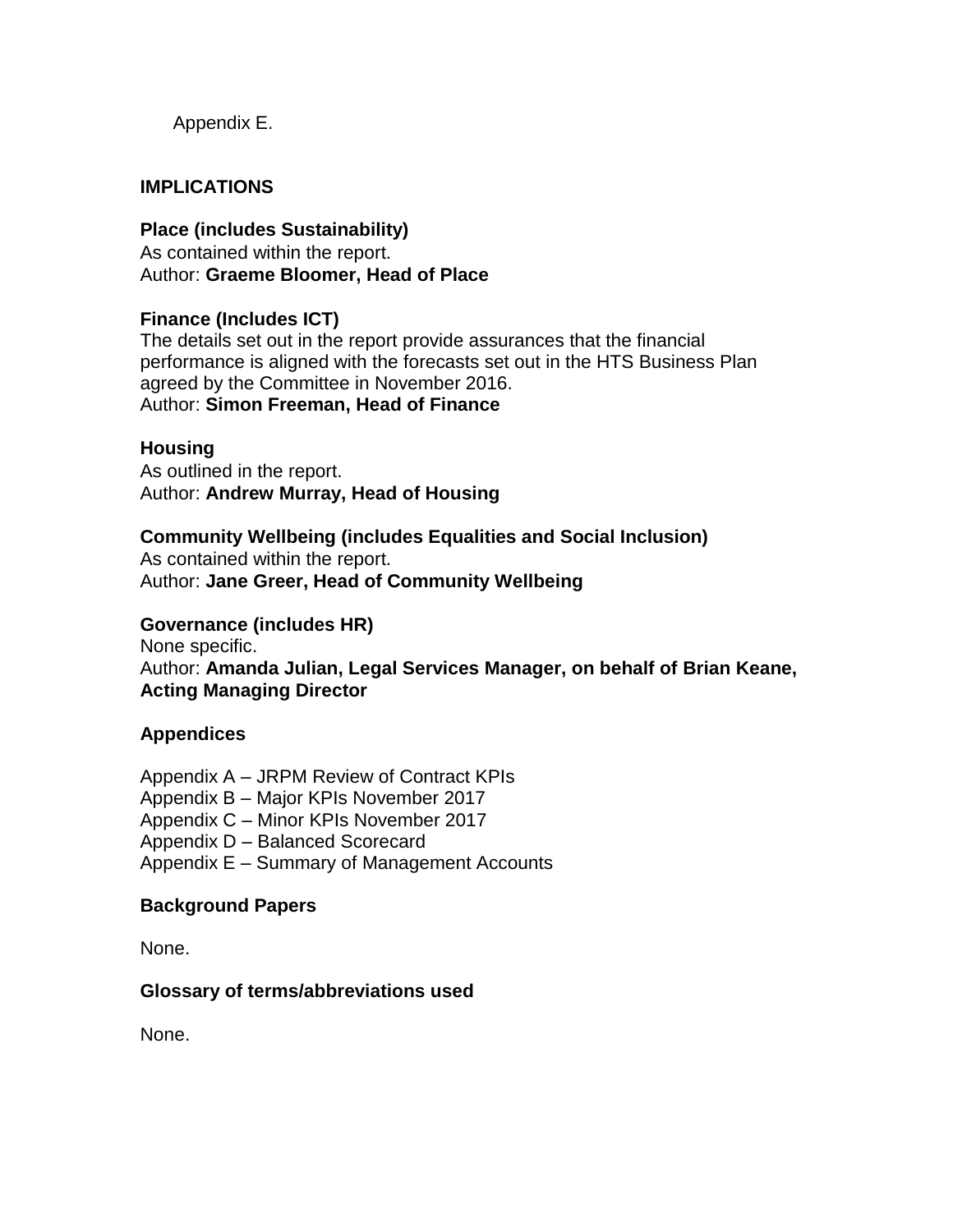Appendix E.

**IMPLICATIONS**

**Place (includes Sustainability)**
As contained within the report.
Author: **Graeme Bloomer, Head of Place**

**Finance (Includes ICT)**
The details set out in the report provide assurances that the financial performance is aligned with the forecasts set out in the HTS Business Plan agreed by the Committee in November 2016.
Author: **Simon Freeman, Head of Finance**

**Housing**
As outlined in the report.
Author: **Andrew Murray, Head of Housing**

**Community Wellbeing (includes Equalities and Social Inclusion)**
As contained within the report.
Author: **Jane Greer, Head of Community Wellbeing**

**Governance (includes HR)**
None specific.
Author: **Amanda Julian, Legal Services Manager, on behalf of Brian Keane, Acting Managing Director**

**Appendices**

Appendix A – JRPM Review of Contract KPIs
Appendix B – Major KPIs November 2017
Appendix C – Minor KPIs November 2017
Appendix D – Balanced Scorecard
Appendix E – Summary of Management Accounts

**Background Papers**

None.

**Glossary of terms/abbreviations used**

None.